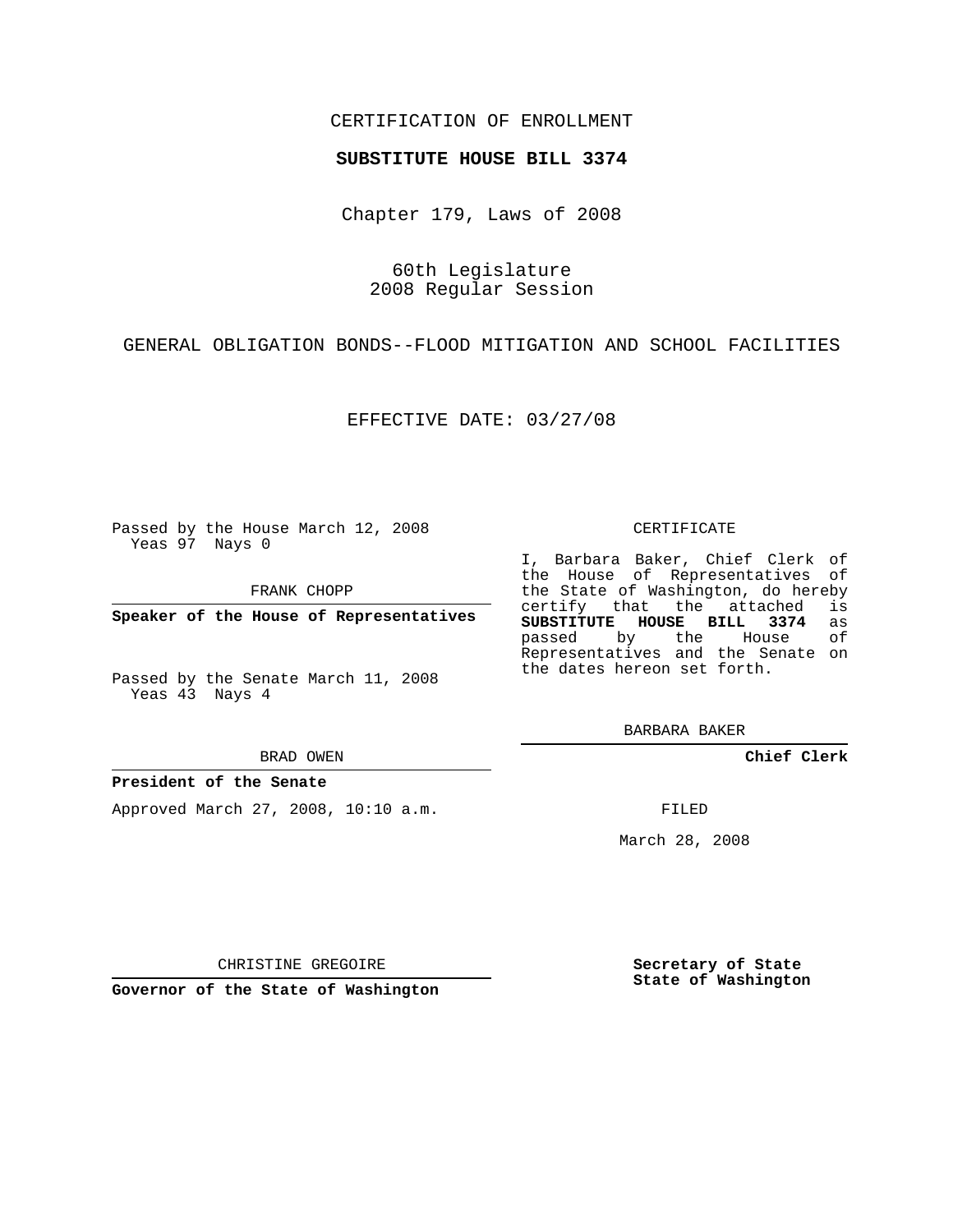CERTIFICATION OF ENROLLMENT

**SUBSTITUTE HOUSE BILL 3374**

Chapter 179, Laws of 2008

60th Legislature
2008 Regular Session

GENERAL OBLIGATION BONDS--FLOOD MITIGATION AND SCHOOL FACILITIES

EFFECTIVE DATE: 03/27/08

Passed by the House March 12, 2008
Yeas 97 Nays 0

FRANK CHOPP

**Speaker of the House of Representatives**

Passed by the Senate March 11, 2008
Yeas 43 Nays 4

BRAD OWEN

**President of the Senate**

Approved March 27, 2008, 10:10 a.m.

CHRISTINE GREGOIRE

**Governor of the State of Washington**

CERTIFICATE

I, Barbara Baker, Chief Clerk of the House of Representatives of the State of Washington, do hereby certify that the attached is **SUBSTITUTE HOUSE BILL 3374** as passed by the House of Representatives and the Senate on the dates hereon set forth.

BARBARA BAKER

**Chief Clerk**

FILED

March 28, 2008

**Secretary of State**
**State of Washington**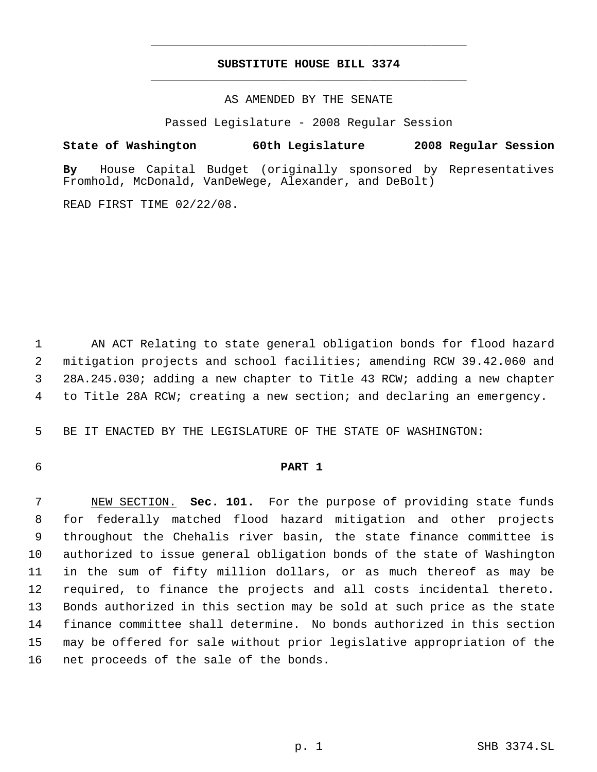# SUBSTITUTE HOUSE BILL 3374

AS AMENDED BY THE SENATE

Passed Legislature - 2008 Regular Session

**State of Washington 60th Legislature 2008 Regular Session**

**By** House Capital Budget (originally sponsored by Representatives Fromhold, McDonald, VanDeWege, Alexander, and DeBolt)

READ FIRST TIME 02/22/08.

AN ACT Relating to state general obligation bonds for flood hazard mitigation projects and school facilities; amending RCW 39.42.060 and 28A.245.030; adding a new chapter to Title 43 RCW; adding a new chapter to Title 28A RCW; creating a new section; and declaring an emergency.

BE IT ENACTED BY THE LEGISLATURE OF THE STATE OF WASHINGTON:

**PART 1**

NEW SECTION. **Sec. 101.** For the purpose of providing state funds for federally matched flood hazard mitigation and other projects throughout the Chehalis river basin, the state finance committee is authorized to issue general obligation bonds of the state of Washington in the sum of fifty million dollars, or as much thereof as may be required, to finance the projects and all costs incidental thereto. Bonds authorized in this section may be sold at such price as the state finance committee shall determine. No bonds authorized in this section may be offered for sale without prior legislative appropriation of the net proceeds of the sale of the bonds.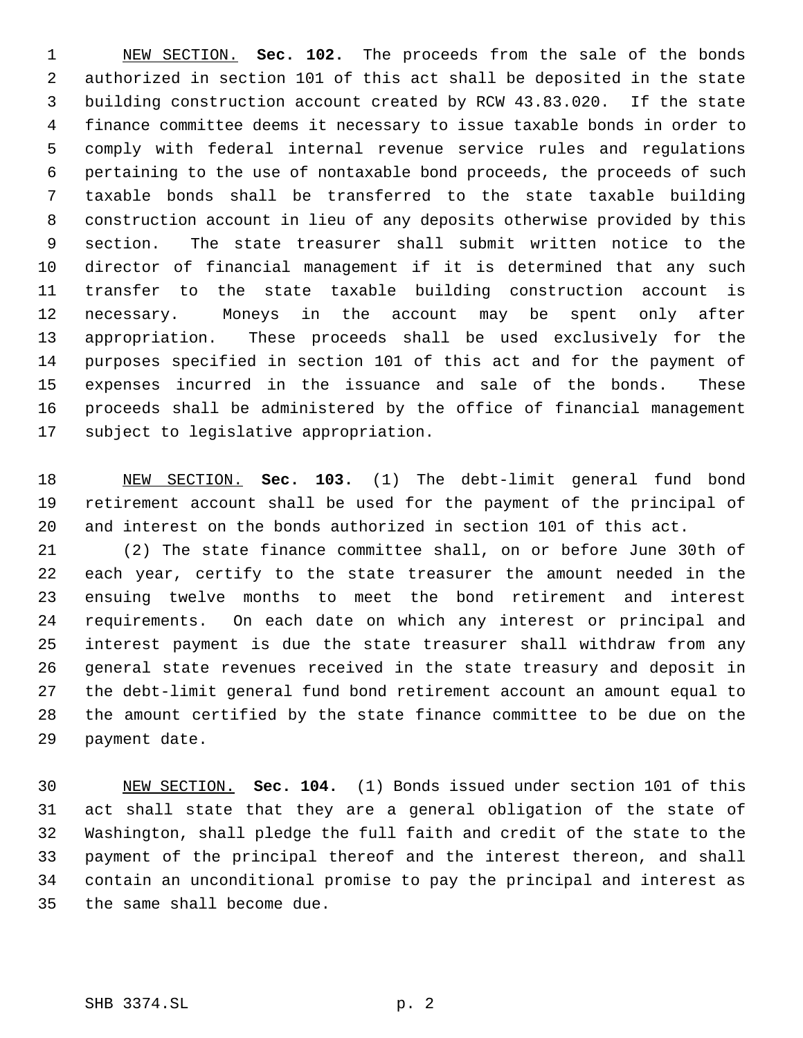NEW SECTION. **Sec. 102.** The proceeds from the sale of the bonds authorized in section 101 of this act shall be deposited in the state building construction account created by RCW 43.83.020. If the state finance committee deems it necessary to issue taxable bonds in order to comply with federal internal revenue service rules and regulations pertaining to the use of nontaxable bond proceeds, the proceeds of such taxable bonds shall be transferred to the state taxable building construction account in lieu of any deposits otherwise provided by this section. The state treasurer shall submit written notice to the director of financial management if it is determined that any such transfer to the state taxable building construction account is necessary. Moneys in the account may be spent only after appropriation. These proceeds shall be used exclusively for the purposes specified in section 101 of this act and for the payment of expenses incurred in the issuance and sale of the bonds. These proceeds shall be administered by the office of financial management subject to legislative appropriation.

NEW SECTION. **Sec. 103.** (1) The debt-limit general fund bond retirement account shall be used for the payment of the principal of and interest on the bonds authorized in section 101 of this act.

(2) The state finance committee shall, on or before June 30th of each year, certify to the state treasurer the amount needed in the ensuing twelve months to meet the bond retirement and interest requirements. On each date on which any interest or principal and interest payment is due the state treasurer shall withdraw from any general state revenues received in the state treasury and deposit in the debt-limit general fund bond retirement account an amount equal to the amount certified by the state finance committee to be due on the payment date.

NEW SECTION. **Sec. 104.** (1) Bonds issued under section 101 of this act shall state that they are a general obligation of the state of Washington, shall pledge the full faith and credit of the state to the payment of the principal thereof and the interest thereon, and shall contain an unconditional promise to pay the principal and interest as the same shall become due.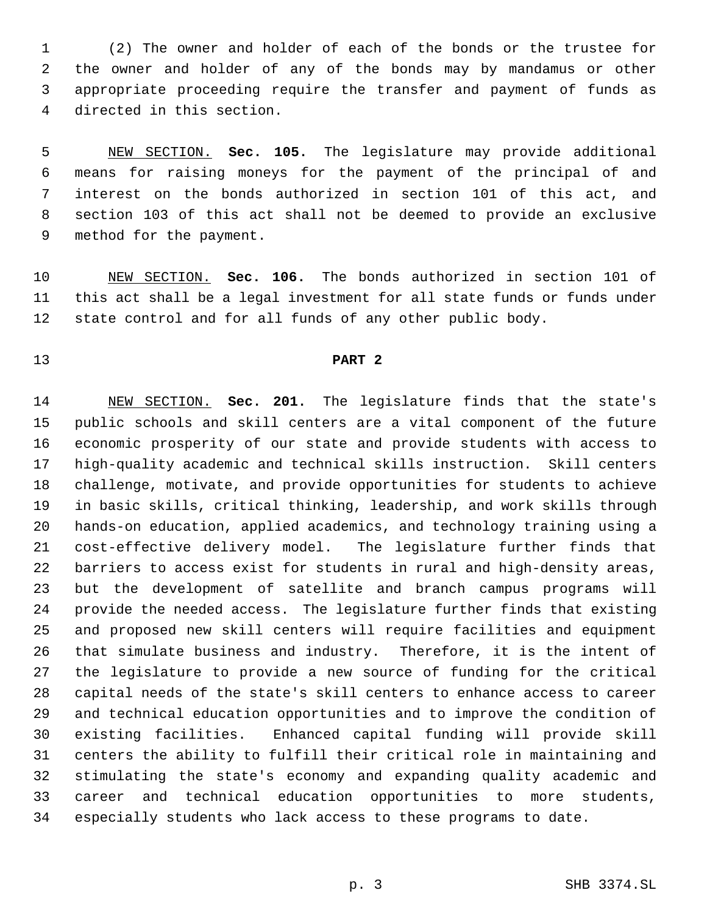(2) The owner and holder of each of the bonds or the trustee for the owner and holder of any of the bonds may by mandamus or other appropriate proceeding require the transfer and payment of funds as directed in this section.

NEW SECTION. **Sec. 105.** The legislature may provide additional means for raising moneys for the payment of the principal of and interest on the bonds authorized in section 101 of this act, and section 103 of this act shall not be deemed to provide an exclusive method for the payment.

NEW SECTION. **Sec. 106.** The bonds authorized in section 101 of this act shall be a legal investment for all state funds or funds under state control and for all funds of any other public body.

**PART 2**

NEW SECTION. **Sec. 201.** The legislature finds that the state's public schools and skill centers are a vital component of the future economic prosperity of our state and provide students with access to high-quality academic and technical skills instruction. Skill centers challenge, motivate, and provide opportunities for students to achieve in basic skills, critical thinking, leadership, and work skills through hands-on education, applied academics, and technology training using a cost-effective delivery model. The legislature further finds that barriers to access exist for students in rural and high-density areas, but the development of satellite and branch campus programs will provide the needed access. The legislature further finds that existing and proposed new skill centers will require facilities and equipment that simulate business and industry. Therefore, it is the intent of the legislature to provide a new source of funding for the critical capital needs of the state's skill centers to enhance access to career and technical education opportunities and to improve the condition of existing facilities. Enhanced capital funding will provide skill centers the ability to fulfill their critical role in maintaining and stimulating the state's economy and expanding quality academic and career and technical education opportunities to more students, especially students who lack access to these programs to date.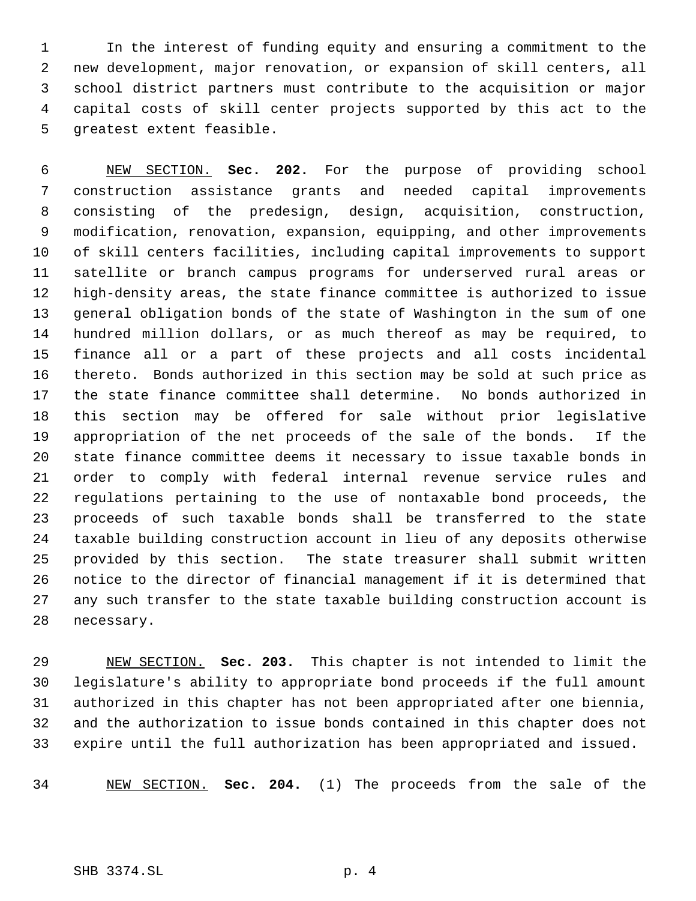In the interest of funding equity and ensuring a commitment to the new development, major renovation, or expansion of skill centers, all school district partners must contribute to the acquisition or major capital costs of skill center projects supported by this act to the greatest extent feasible.

NEW SECTION. **Sec. 202.** For the purpose of providing school construction assistance grants and needed capital improvements consisting of the predesign, design, acquisition, construction, modification, renovation, expansion, equipping, and other improvements of skill centers facilities, including capital improvements to support satellite or branch campus programs for underserved rural areas or high-density areas, the state finance committee is authorized to issue general obligation bonds of the state of Washington in the sum of one hundred million dollars, or as much thereof as may be required, to finance all or a part of these projects and all costs incidental thereto. Bonds authorized in this section may be sold at such price as the state finance committee shall determine. No bonds authorized in this section may be offered for sale without prior legislative appropriation of the net proceeds of the sale of the bonds. If the state finance committee deems it necessary to issue taxable bonds in order to comply with federal internal revenue service rules and regulations pertaining to the use of nontaxable bond proceeds, the proceeds of such taxable bonds shall be transferred to the state taxable building construction account in lieu of any deposits otherwise provided by this section. The state treasurer shall submit written notice to the director of financial management if it is determined that any such transfer to the state taxable building construction account is necessary.

NEW SECTION. **Sec. 203.** This chapter is not intended to limit the legislature's ability to appropriate bond proceeds if the full amount authorized in this chapter has not been appropriated after one biennia, and the authorization to issue bonds contained in this chapter does not expire until the full authorization has been appropriated and issued.

NEW SECTION. **Sec. 204.** (1) The proceeds from the sale of the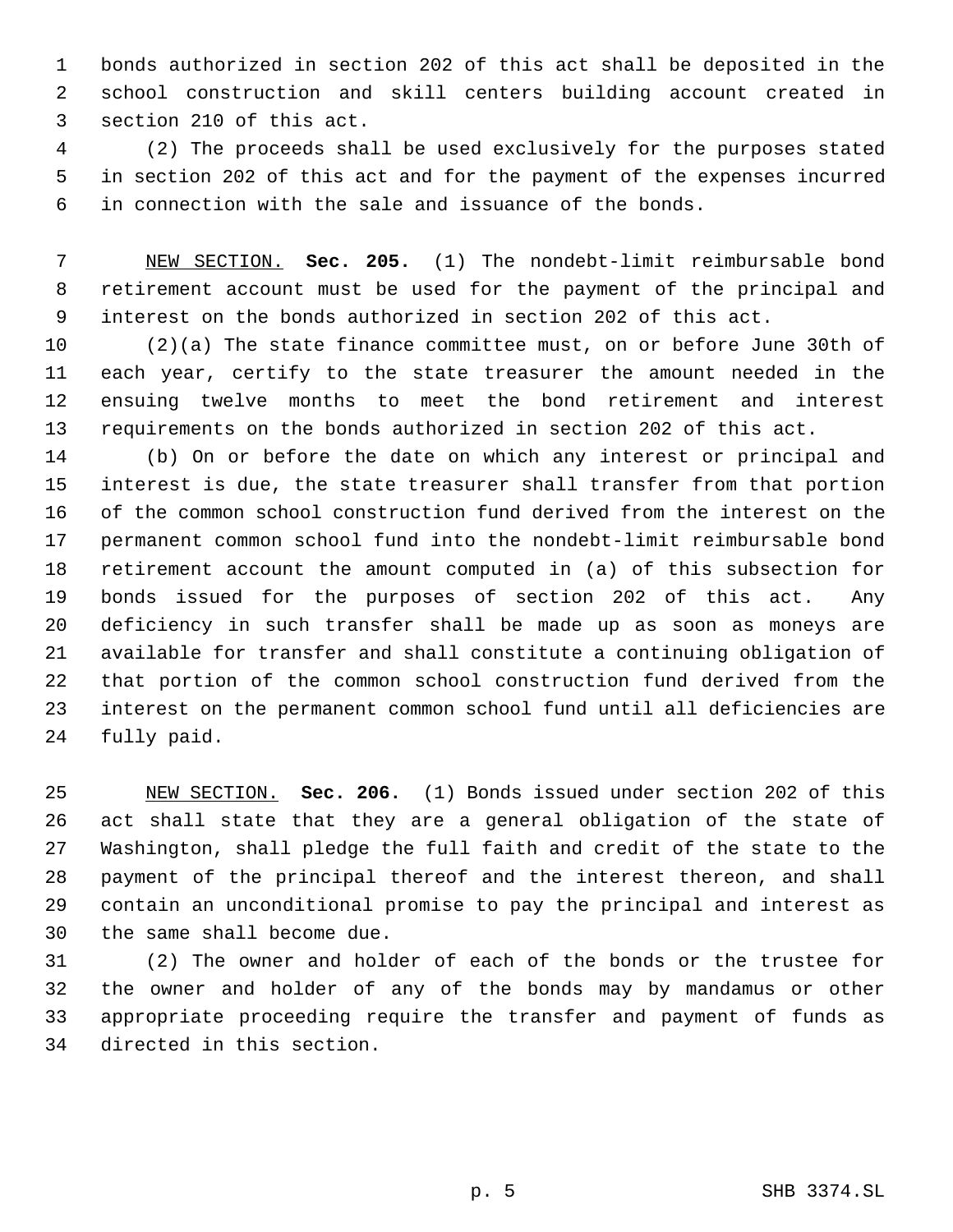bonds authorized in section 202 of this act shall be deposited in the school construction and skill centers building account created in section 210 of this act.

(2) The proceeds shall be used exclusively for the purposes stated in section 202 of this act and for the payment of the expenses incurred in connection with the sale and issuance of the bonds.

NEW SECTION. **Sec. 205.** (1) The nondebt-limit reimbursable bond retirement account must be used for the payment of the principal and interest on the bonds authorized in section 202 of this act.

(2)(a) The state finance committee must, on or before June 30th of each year, certify to the state treasurer the amount needed in the ensuing twelve months to meet the bond retirement and interest requirements on the bonds authorized in section 202 of this act.

(b) On or before the date on which any interest or principal and interest is due, the state treasurer shall transfer from that portion of the common school construction fund derived from the interest on the permanent common school fund into the nondebt-limit reimbursable bond retirement account the amount computed in (a) of this subsection for bonds issued for the purposes of section 202 of this act. Any deficiency in such transfer shall be made up as soon as moneys are available for transfer and shall constitute a continuing obligation of that portion of the common school construction fund derived from the interest on the permanent common school fund until all deficiencies are fully paid.

NEW SECTION. **Sec. 206.** (1) Bonds issued under section 202 of this act shall state that they are a general obligation of the state of Washington, shall pledge the full faith and credit of the state to the payment of the principal thereof and the interest thereon, and shall contain an unconditional promise to pay the principal and interest as the same shall become due.

(2) The owner and holder of each of the bonds or the trustee for the owner and holder of any of the bonds may by mandamus or other appropriate proceeding require the transfer and payment of funds as directed in this section.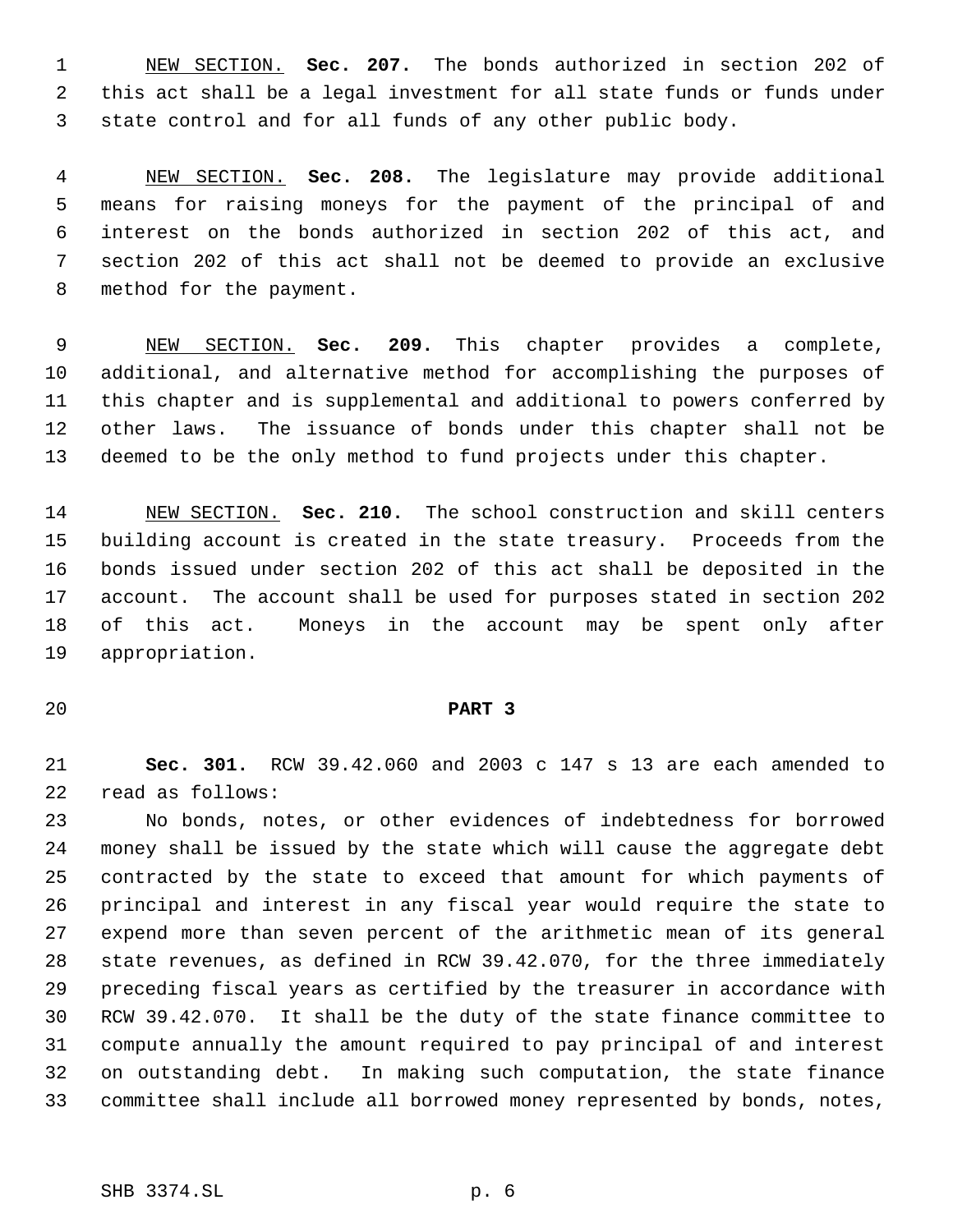NEW SECTION. **Sec. 207.** The bonds authorized in section 202 of this act shall be a legal investment for all state funds or funds under state control and for all funds of any other public body.

NEW SECTION. **Sec. 208.** The legislature may provide additional means for raising moneys for the payment of the principal of and interest on the bonds authorized in section 202 of this act, and section 202 of this act shall not be deemed to provide an exclusive method for the payment.

NEW SECTION. **Sec. 209.** This chapter provides a complete, additional, and alternative method for accomplishing the purposes of this chapter and is supplemental and additional to powers conferred by other laws. The issuance of bonds under this chapter shall not be deemed to be the only method to fund projects under this chapter.

NEW SECTION. **Sec. 210.** The school construction and skill centers building account is created in the state treasury. Proceeds from the bonds issued under section 202 of this act shall be deposited in the account. The account shall be used for purposes stated in section 202 of this act. Moneys in the account may be spent only after appropriation.

**PART 3**

**Sec. 301.** RCW 39.42.060 and 2003 c 147 s 13 are each amended to read as follows:

No bonds, notes, or other evidences of indebtedness for borrowed money shall be issued by the state which will cause the aggregate debt contracted by the state to exceed that amount for which payments of principal and interest in any fiscal year would require the state to expend more than seven percent of the arithmetic mean of its general state revenues, as defined in RCW 39.42.070, for the three immediately preceding fiscal years as certified by the treasurer in accordance with RCW 39.42.070. It shall be the duty of the state finance committee to compute annually the amount required to pay principal of and interest on outstanding debt. In making such computation, the state finance committee shall include all borrowed money represented by bonds, notes,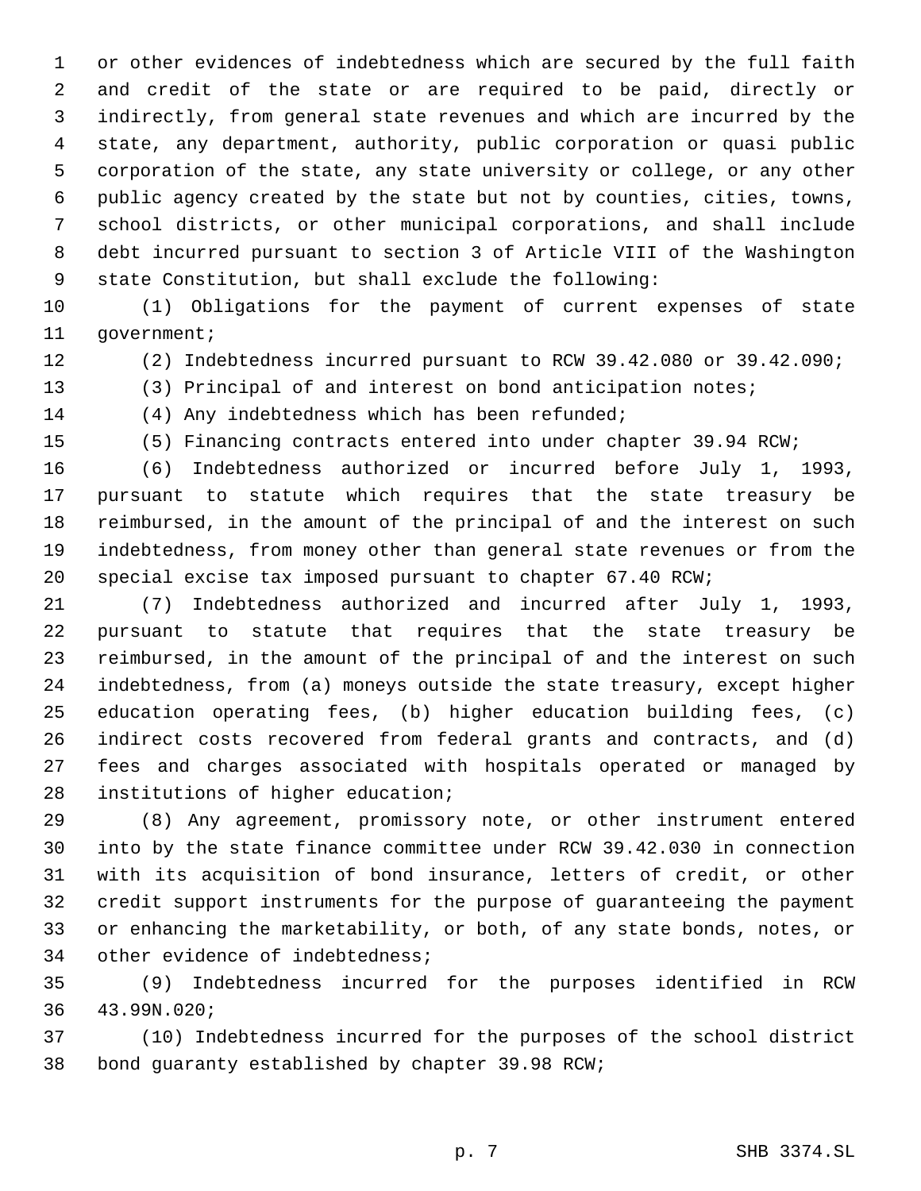or other evidences of indebtedness which are secured by the full faith and credit of the state or are required to be paid, directly or indirectly, from general state revenues and which are incurred by the state, any department, authority, public corporation or quasi public corporation of the state, any state university or college, or any other public agency created by the state but not by counties, cities, towns, school districts, or other municipal corporations, and shall include debt incurred pursuant to section 3 of Article VIII of the Washington state Constitution, but shall exclude the following:

(1) Obligations for the payment of current expenses of state government;

(2) Indebtedness incurred pursuant to RCW 39.42.080 or 39.42.090;

(3) Principal of and interest on bond anticipation notes;

(4) Any indebtedness which has been refunded;

(5) Financing contracts entered into under chapter 39.94 RCW;

(6) Indebtedness authorized or incurred before July 1, 1993, pursuant to statute which requires that the state treasury be reimbursed, in the amount of the principal of and the interest on such indebtedness, from money other than general state revenues or from the special excise tax imposed pursuant to chapter 67.40 RCW;

(7) Indebtedness authorized and incurred after July 1, 1993, pursuant to statute that requires that the state treasury be reimbursed, in the amount of the principal of and the interest on such indebtedness, from (a) moneys outside the state treasury, except higher education operating fees, (b) higher education building fees, (c) indirect costs recovered from federal grants and contracts, and (d) fees and charges associated with hospitals operated or managed by institutions of higher education;

(8) Any agreement, promissory note, or other instrument entered into by the state finance committee under RCW 39.42.030 in connection with its acquisition of bond insurance, letters of credit, or other credit support instruments for the purpose of guaranteeing the payment or enhancing the marketability, or both, of any state bonds, notes, or other evidence of indebtedness;

(9) Indebtedness incurred for the purposes identified in RCW 43.99N.020;

(10) Indebtedness incurred for the purposes of the school district bond guaranty established by chapter 39.98 RCW;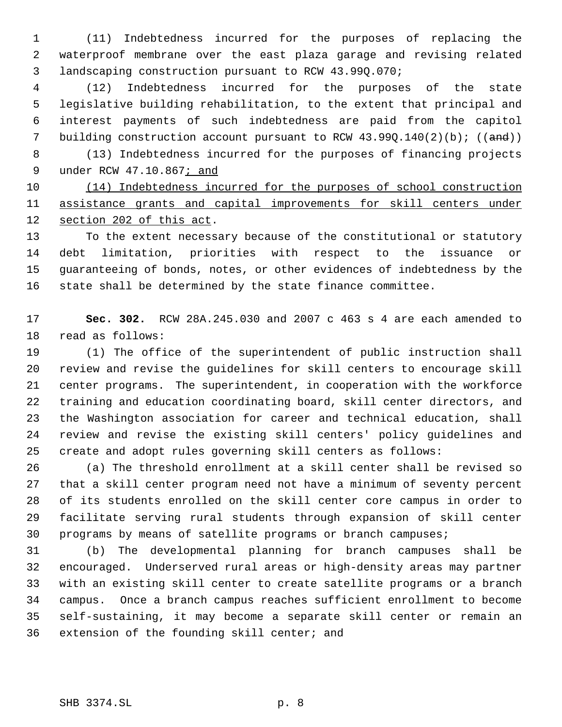(11) Indebtedness incurred for the purposes of replacing the waterproof membrane over the east plaza garage and revising related landscaping construction pursuant to RCW 43.99Q.070;

(12) Indebtedness incurred for the purposes of the state legislative building rehabilitation, to the extent that principal and interest payments of such indebtedness are paid from the capitol building construction account pursuant to RCW 43.99Q.140(2)(b); ((~~and~~))

(13) Indebtedness incurred for the purposes of financing projects under RCW 47.10.867<u>; and</u>

<u>(14) Indebtedness incurred for the purposes of school construction assistance grants and capital improvements for skill centers under section 202 of this act</u>.

To the extent necessary because of the constitutional or statutory debt limitation, priorities with respect to the issuance or guaranteeing of bonds, notes, or other evidences of indebtedness by the state shall be determined by the state finance committee.

**Sec. 302.** RCW 28A.245.030 and 2007 c 463 s 4 are each amended to read as follows:

(1) The office of the superintendent of public instruction shall review and revise the guidelines for skill centers to encourage skill center programs. The superintendent, in cooperation with the workforce training and education coordinating board, skill center directors, and the Washington association for career and technical education, shall review and revise the existing skill centers' policy guidelines and create and adopt rules governing skill centers as follows:

(a) The threshold enrollment at a skill center shall be revised so that a skill center program need not have a minimum of seventy percent of its students enrolled on the skill center core campus in order to facilitate serving rural students through expansion of skill center programs by means of satellite programs or branch campuses;

(b) The developmental planning for branch campuses shall be encouraged. Underserved rural areas or high-density areas may partner with an existing skill center to create satellite programs or a branch campus. Once a branch campus reaches sufficient enrollment to become self-sustaining, it may become a separate skill center or remain an extension of the founding skill center; and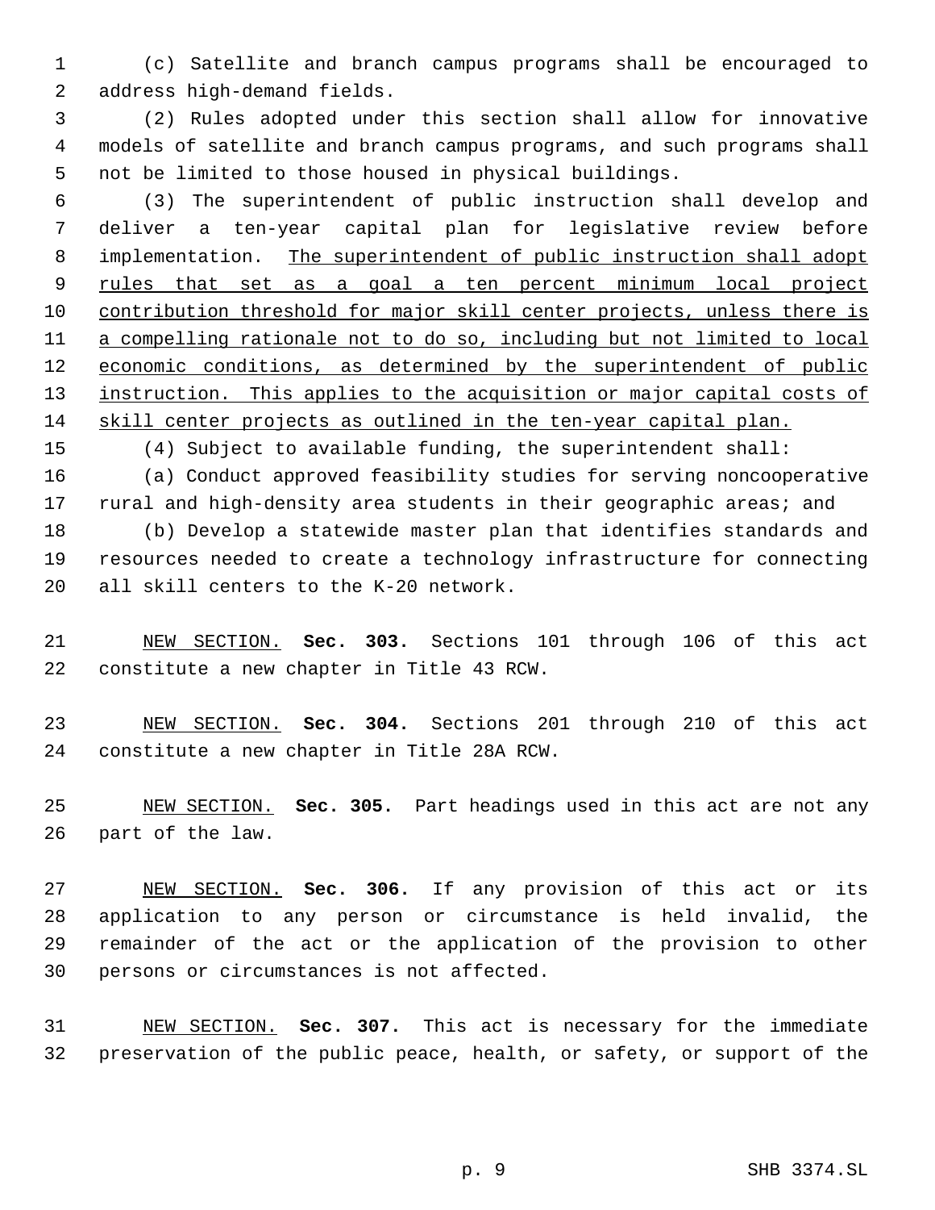(c) Satellite and branch campus programs shall be encouraged to address high-demand fields.

(2) Rules adopted under this section shall allow for innovative models of satellite and branch campus programs, and such programs shall not be limited to those housed in physical buildings.

(3) The superintendent of public instruction shall develop and deliver a ten-year capital plan for legislative review before implementation. <u>The superintendent of public instruction shall adopt rules that set as a goal a ten percent minimum local project contribution threshold for major skill center projects, unless there is a compelling rationale not to do so, including but not limited to local economic conditions, as determined by the superintendent of public instruction. This applies to the acquisition or major capital costs of skill center projects as outlined in the ten-year capital plan.</u>

(4) Subject to available funding, the superintendent shall:

(a) Conduct approved feasibility studies for serving noncooperative rural and high-density area students in their geographic areas; and

(b) Develop a statewide master plan that identifies standards and resources needed to create a technology infrastructure for connecting all skill centers to the K-20 network.

<u>NEW SECTION.</u> **Sec. 303.** Sections 101 through 106 of this act constitute a new chapter in Title 43 RCW.

<u>NEW SECTION.</u> **Sec. 304.** Sections 201 through 210 of this act constitute a new chapter in Title 28A RCW.

<u>NEW SECTION.</u> **Sec. 305.** Part headings used in this act are not any part of the law.

<u>NEW SECTION.</u> **Sec. 306.** If any provision of this act or its application to any person or circumstance is held invalid, the remainder of the act or the application of the provision to other persons or circumstances is not affected.

<u>NEW SECTION.</u> **Sec. 307.** This act is necessary for the immediate preservation of the public peace, health, or safety, or support of the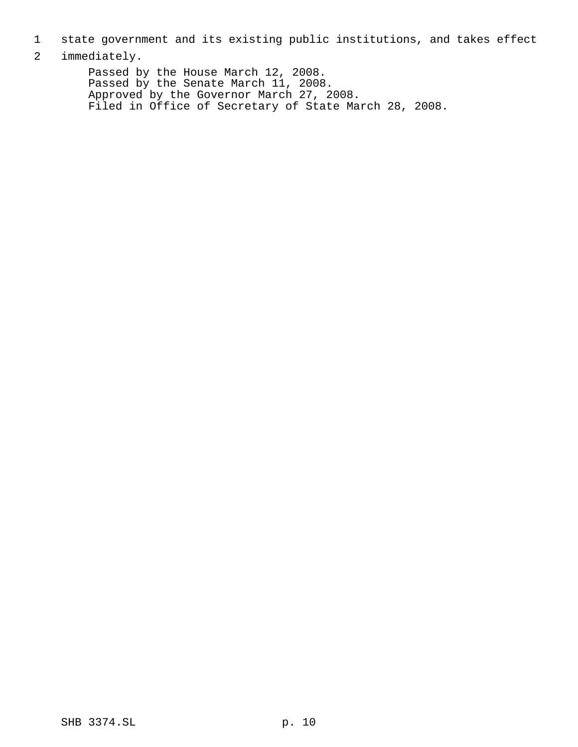state government and its existing public institutions, and takes effect immediately.

Passed by the House March 12, 2008.
Passed by the Senate March 11, 2008.
Approved by the Governor March 27, 2008.
Filed in Office of Secretary of State March 28, 2008.